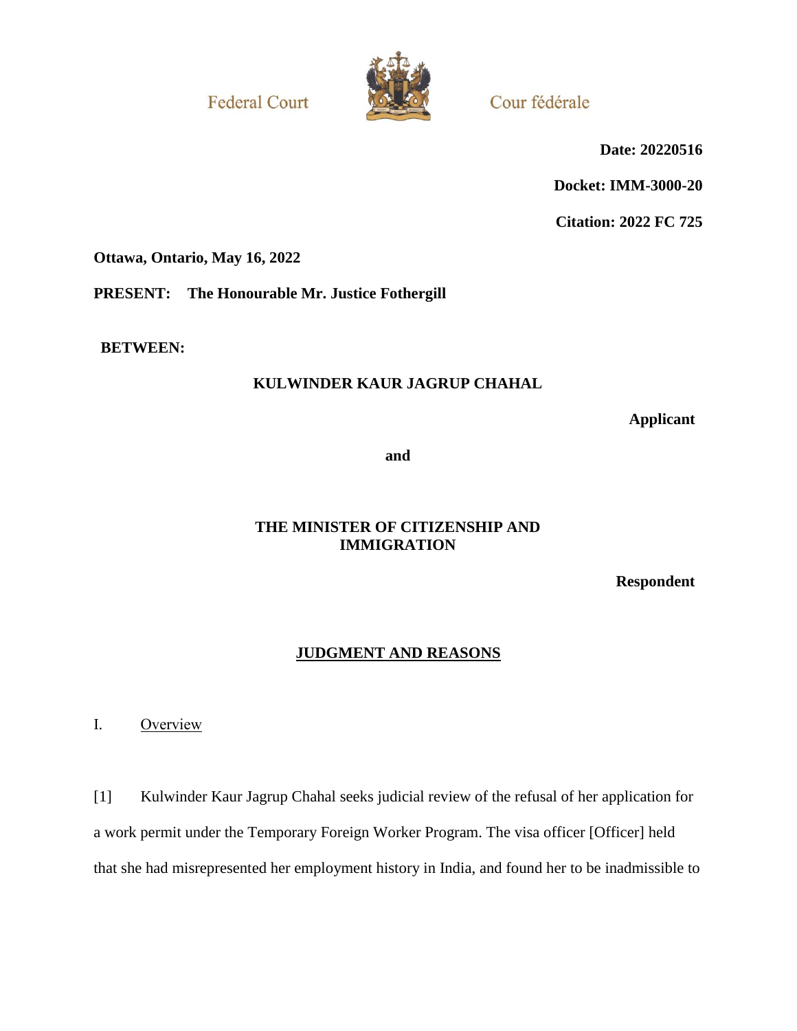Federal Court — Cour fédérale

**Date: 20220516**

**Docket: IMM-3000-20**

**Citation: 2022 FC 725**

**Ottawa, Ontario, May 16, 2022**

**PRESENT: The Honourable Mr. Justice Fothergill**

**BETWEEN:**

**KULWINDER KAUR JAGRUP CHAHAL**

**Applicant**

**and**

**THE MINISTER OF CITIZENSHIP AND IMMIGRATION**

**Respondent**

## JUDGMENT AND REASONS

### I. Overview

[1] Kulwinder Kaur Jagrup Chahal seeks judicial review of the refusal of her application for a work permit under the Temporary Foreign Worker Program. The visa officer [Officer] held that she had misrepresented her employment history in India, and found her to be inadmissible to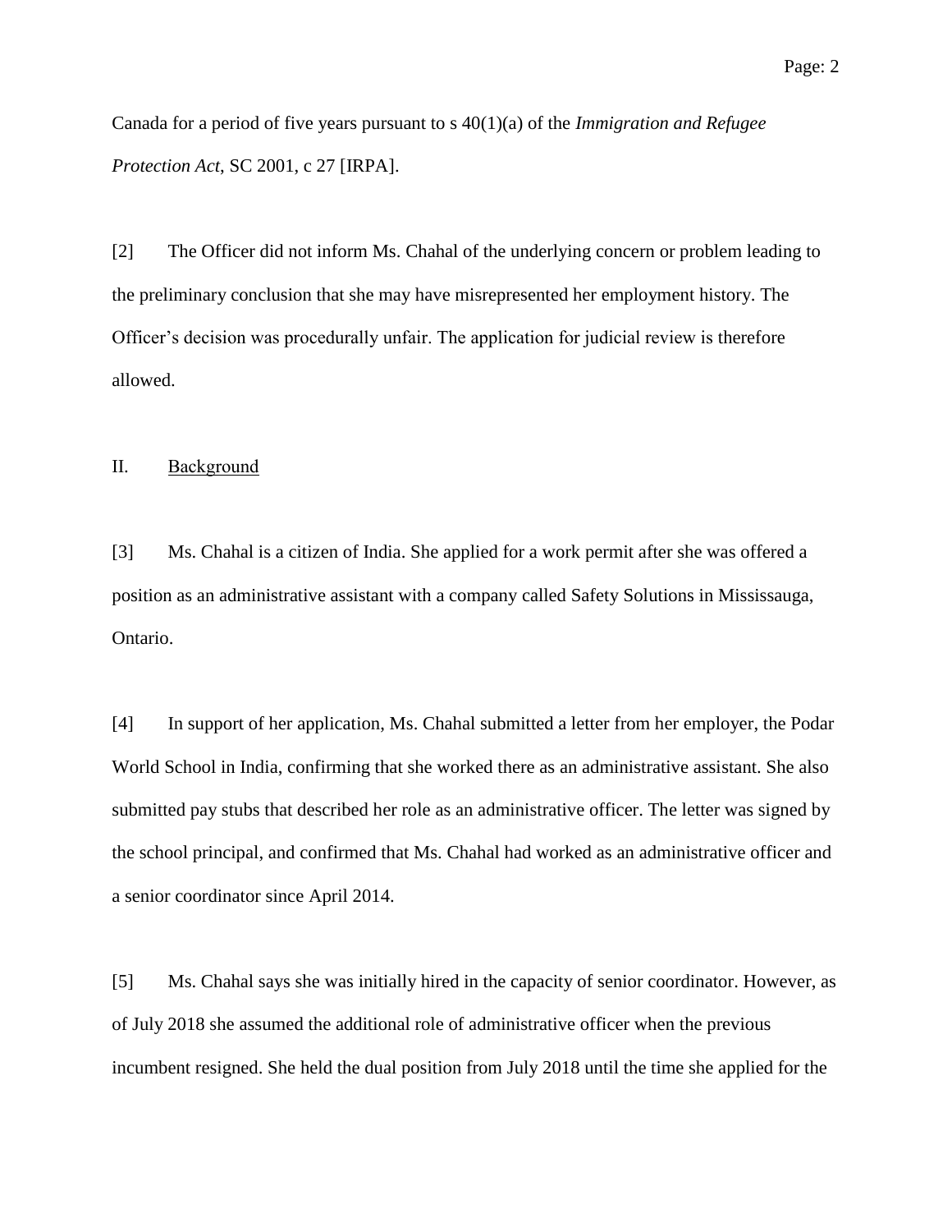Canada for a period of five years pursuant to s 40(1)(a) of the *Immigration and Refugee Protection Act*, SC 2001, c 27 [IRPA].

[2] The Officer did not inform Ms. Chahal of the underlying concern or problem leading to the preliminary conclusion that she may have misrepresented her employment history. The Officer's decision was procedurally unfair. The application for judicial review is therefore allowed.

## II. Background

[3] Ms. Chahal is a citizen of India. She applied for a work permit after she was offered a position as an administrative assistant with a company called Safety Solutions in Mississauga, Ontario.

[4] In support of her application, Ms. Chahal submitted a letter from her employer, the Podar World School in India, confirming that she worked there as an administrative assistant. She also submitted pay stubs that described her role as an administrative officer. The letter was signed by the school principal, and confirmed that Ms. Chahal had worked as an administrative officer and a senior coordinator since April 2014.

[5] Ms. Chahal says she was initially hired in the capacity of senior coordinator. However, as of July 2018 she assumed the additional role of administrative officer when the previous incumbent resigned. She held the dual position from July 2018 until the time she applied for the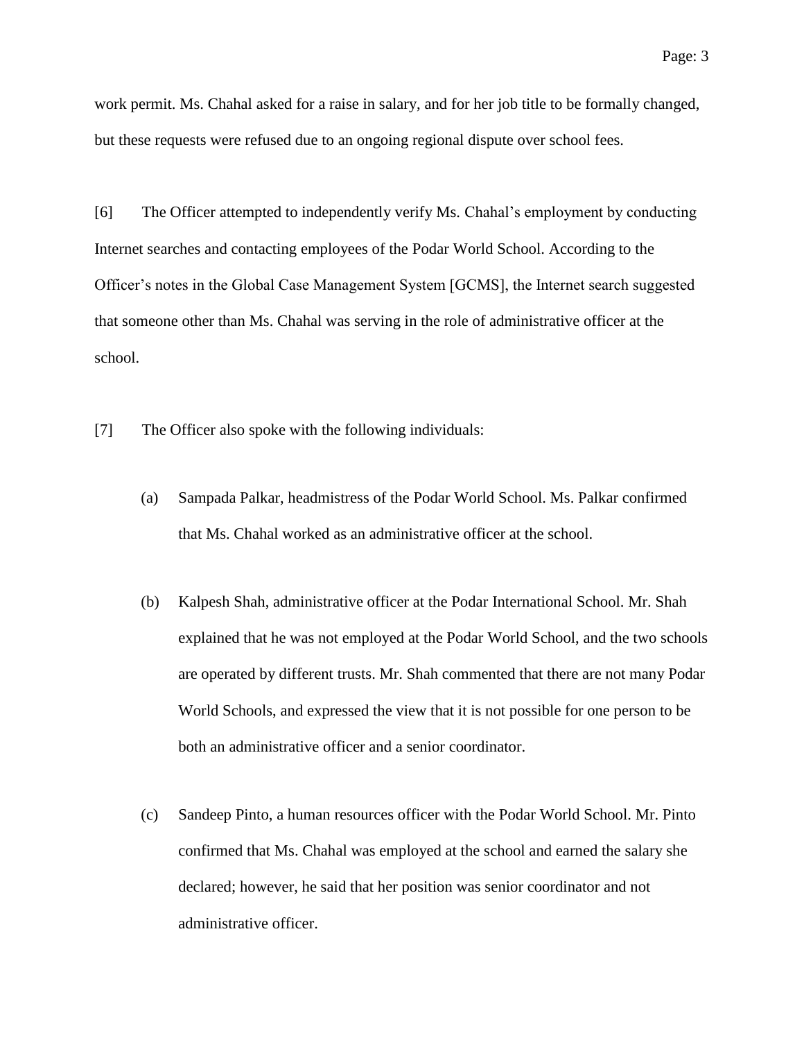work permit. Ms. Chahal asked for a raise in salary, and for her job title to be formally changed, but these requests were refused due to an ongoing regional dispute over school fees.

[6] The Officer attempted to independently verify Ms. Chahal's employment by conducting Internet searches and contacting employees of the Podar World School. According to the Officer's notes in the Global Case Management System [GCMS], the Internet search suggested that someone other than Ms. Chahal was serving in the role of administrative officer at the school.

[7] The Officer also spoke with the following individuals:

(a) Sampada Palkar, headmistress of the Podar World School. Ms. Palkar confirmed that Ms. Chahal worked as an administrative officer at the school.

(b) Kalpesh Shah, administrative officer at the Podar International School. Mr. Shah explained that he was not employed at the Podar World School, and the two schools are operated by different trusts. Mr. Shah commented that there are not many Podar World Schools, and expressed the view that it is not possible for one person to be both an administrative officer and a senior coordinator.

(c) Sandeep Pinto, a human resources officer with the Podar World School. Mr. Pinto confirmed that Ms. Chahal was employed at the school and earned the salary she declared; however, he said that her position was senior coordinator and not administrative officer.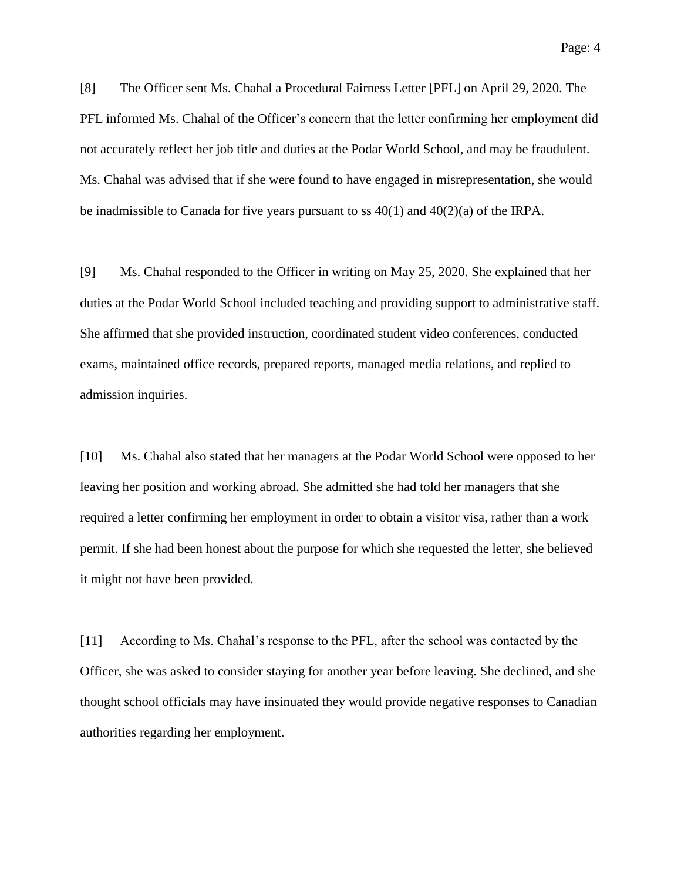[8] The Officer sent Ms. Chahal a Procedural Fairness Letter [PFL] on April 29, 2020. The PFL informed Ms. Chahal of the Officer's concern that the letter confirming her employment did not accurately reflect her job title and duties at the Podar World School, and may be fraudulent. Ms. Chahal was advised that if she were found to have engaged in misrepresentation, she would be inadmissible to Canada for five years pursuant to ss 40(1) and 40(2)(a) of the IRPA.

[9] Ms. Chahal responded to the Officer in writing on May 25, 2020. She explained that her duties at the Podar World School included teaching and providing support to administrative staff. She affirmed that she provided instruction, coordinated student video conferences, conducted exams, maintained office records, prepared reports, managed media relations, and replied to admission inquiries.

[10] Ms. Chahal also stated that her managers at the Podar World School were opposed to her leaving her position and working abroad. She admitted she had told her managers that she required a letter confirming her employment in order to obtain a visitor visa, rather than a work permit. If she had been honest about the purpose for which she requested the letter, she believed it might not have been provided.

[11] According to Ms. Chahal's response to the PFL, after the school was contacted by the Officer, she was asked to consider staying for another year before leaving. She declined, and she thought school officials may have insinuated they would provide negative responses to Canadian authorities regarding her employment.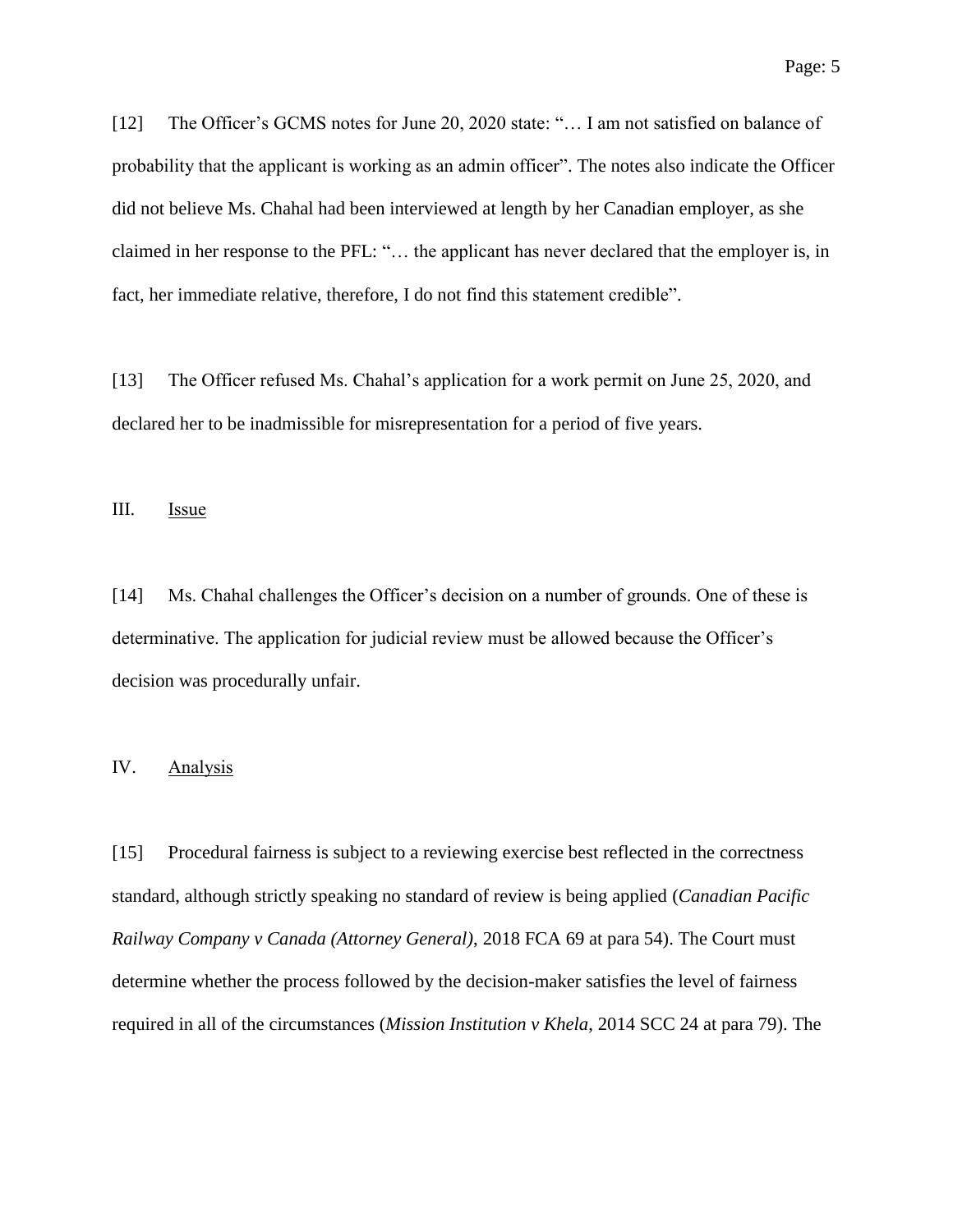[12] The Officer's GCMS notes for June 20, 2020 state: "… I am not satisfied on balance of probability that the applicant is working as an admin officer". The notes also indicate the Officer did not believe Ms. Chahal had been interviewed at length by her Canadian employer, as she claimed in her response to the PFL: "… the applicant has never declared that the employer is, in fact, her immediate relative, therefore, I do not find this statement credible".

[13] The Officer refused Ms. Chahal's application for a work permit on June 25, 2020, and declared her to be inadmissible for misrepresentation for a period of five years.

## III. Issue

[14] Ms. Chahal challenges the Officer's decision on a number of grounds. One of these is determinative. The application for judicial review must be allowed because the Officer's decision was procedurally unfair.

## IV. Analysis

[15] Procedural fairness is subject to a reviewing exercise best reflected in the correctness standard, although strictly speaking no standard of review is being applied (*Canadian Pacific Railway Company v Canada (Attorney General)*, 2018 FCA 69 at para 54). The Court must determine whether the process followed by the decision-maker satisfies the level of fairness required in all of the circumstances (*Mission Institution v Khela*, 2014 SCC 24 at para 79). The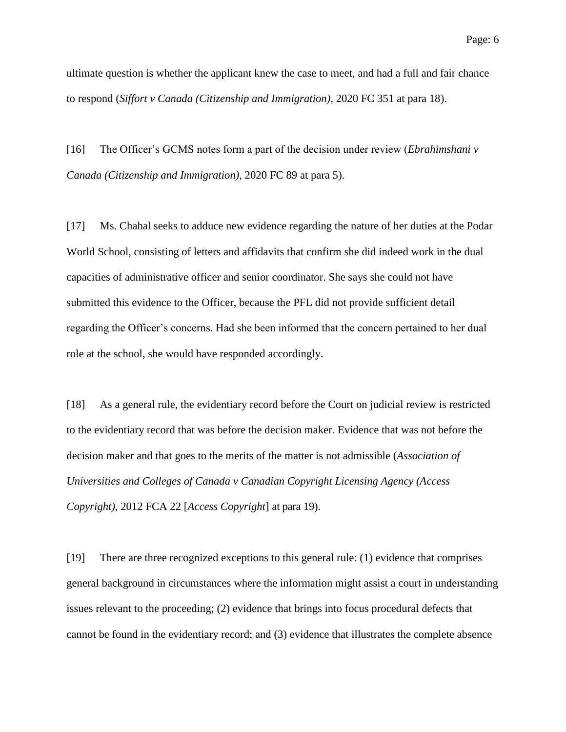ultimate question is whether the applicant knew the case to meet, and had a full and fair chance to respond (*Siffort v Canada (Citizenship and Immigration)*, 2020 FC 351 at para 18).

[16] The Officer's GCMS notes form a part of the decision under review (*Ebrahimshani v Canada (Citizenship and Immigration)*, 2020 FC 89 at para 5).

[17] Ms. Chahal seeks to adduce new evidence regarding the nature of her duties at the Podar World School, consisting of letters and affidavits that confirm she did indeed work in the dual capacities of administrative officer and senior coordinator. She says she could not have submitted this evidence to the Officer, because the PFL did not provide sufficient detail regarding the Officer's concerns. Had she been informed that the concern pertained to her dual role at the school, she would have responded accordingly.

[18] As a general rule, the evidentiary record before the Court on judicial review is restricted to the evidentiary record that was before the decision maker. Evidence that was not before the decision maker and that goes to the merits of the matter is not admissible (*Association of Universities and Colleges of Canada v Canadian Copyright Licensing Agency (Access Copyright)*, 2012 FCA 22 [*Access Copyright*] at para 19).

[19] There are three recognized exceptions to this general rule: (1) evidence that comprises general background in circumstances where the information might assist a court in understanding issues relevant to the proceeding; (2) evidence that brings into focus procedural defects that cannot be found in the evidentiary record; and (3) evidence that illustrates the complete absence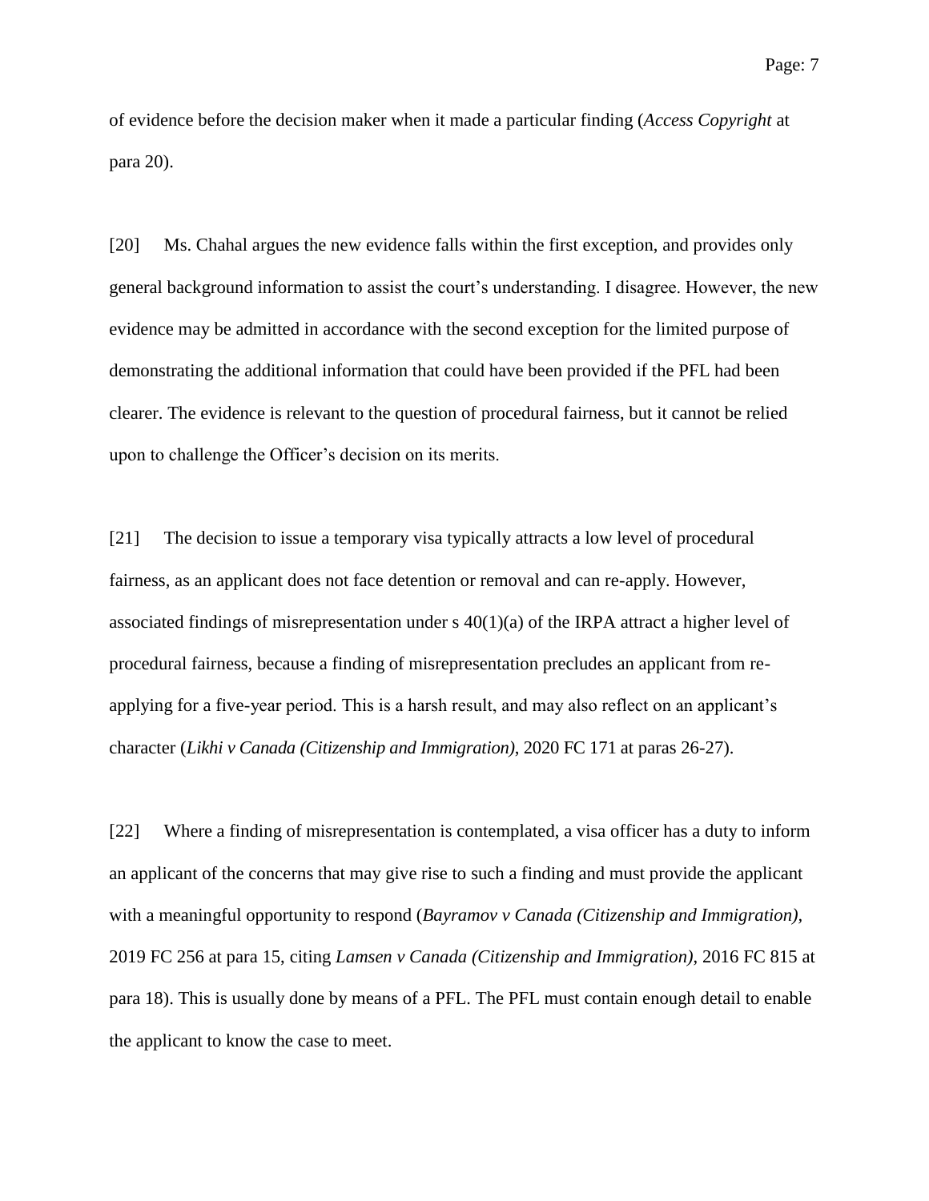of evidence before the decision maker when it made a particular finding (*Access Copyright* at para 20).

[20] Ms. Chahal argues the new evidence falls within the first exception, and provides only general background information to assist the court's understanding. I disagree. However, the new evidence may be admitted in accordance with the second exception for the limited purpose of demonstrating the additional information that could have been provided if the PFL had been clearer. The evidence is relevant to the question of procedural fairness, but it cannot be relied upon to challenge the Officer's decision on its merits.

[21] The decision to issue a temporary visa typically attracts a low level of procedural fairness, as an applicant does not face detention or removal and can re-apply. However, associated findings of misrepresentation under s 40(1)(a) of the IRPA attract a higher level of procedural fairness, because a finding of misrepresentation precludes an applicant from re-applying for a five-year period. This is a harsh result, and may also reflect on an applicant's character (*Likhi v Canada (Citizenship and Immigration)*, 2020 FC 171 at paras 26-27).

[22] Where a finding of misrepresentation is contemplated, a visa officer has a duty to inform an applicant of the concerns that may give rise to such a finding and must provide the applicant with a meaningful opportunity to respond (*Bayramov v Canada (Citizenship and Immigration)*, 2019 FC 256 at para 15, citing *Lamsen v Canada (Citizenship and Immigration)*, 2016 FC 815 at para 18). This is usually done by means of a PFL. The PFL must contain enough detail to enable the applicant to know the case to meet.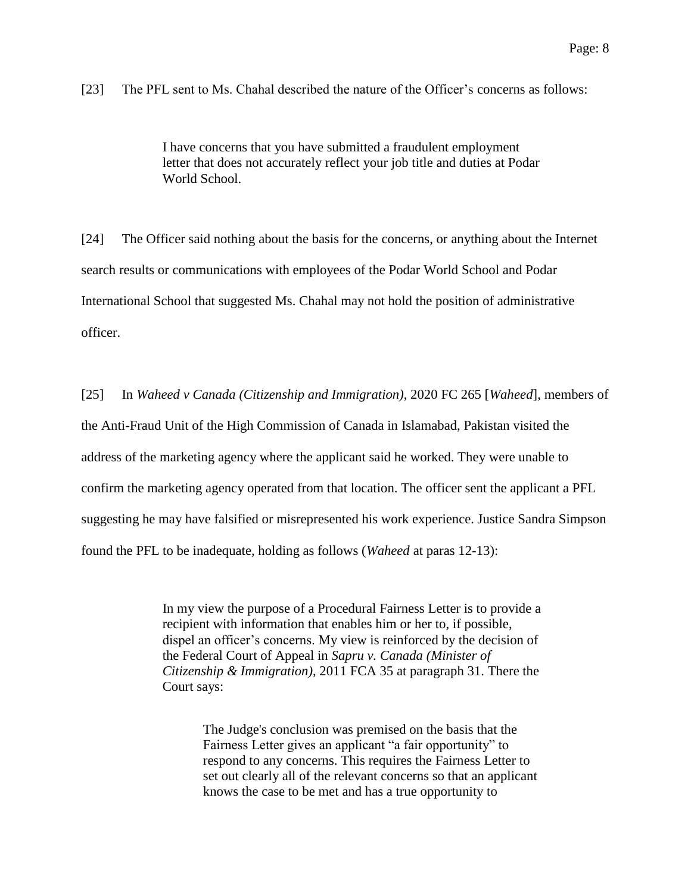[23] The PFL sent to Ms. Chahal described the nature of the Officer's concerns as follows:

> I have concerns that you have submitted a fraudulent employment letter that does not accurately reflect your job title and duties at Podar World School.

[24] The Officer said nothing about the basis for the concerns, or anything about the Internet search results or communications with employees of the Podar World School and Podar International School that suggested Ms. Chahal may not hold the position of administrative officer.

[25] In *Waheed v Canada (Citizenship and Immigration)*, 2020 FC 265 [*Waheed*], members of the Anti-Fraud Unit of the High Commission of Canada in Islamabad, Pakistan visited the address of the marketing agency where the applicant said he worked. They were unable to confirm the marketing agency operated from that location. The officer sent the applicant a PFL suggesting he may have falsified or misrepresented his work experience. Justice Sandra Simpson found the PFL to be inadequate, holding as follows (*Waheed* at paras 12-13):

> In my view the purpose of a Procedural Fairness Letter is to provide a recipient with information that enables him or her to, if possible, dispel an officer's concerns. My view is reinforced by the decision of the Federal Court of Appeal in *Sapru v. Canada (Minister of Citizenship & Immigration)*, 2011 FCA 35 at paragraph 31. There the Court says:
>
> > The Judge's conclusion was premised on the basis that the Fairness Letter gives an applicant "a fair opportunity" to respond to any concerns. This requires the Fairness Letter to set out clearly all of the relevant concerns so that an applicant knows the case to be met and has a true opportunity to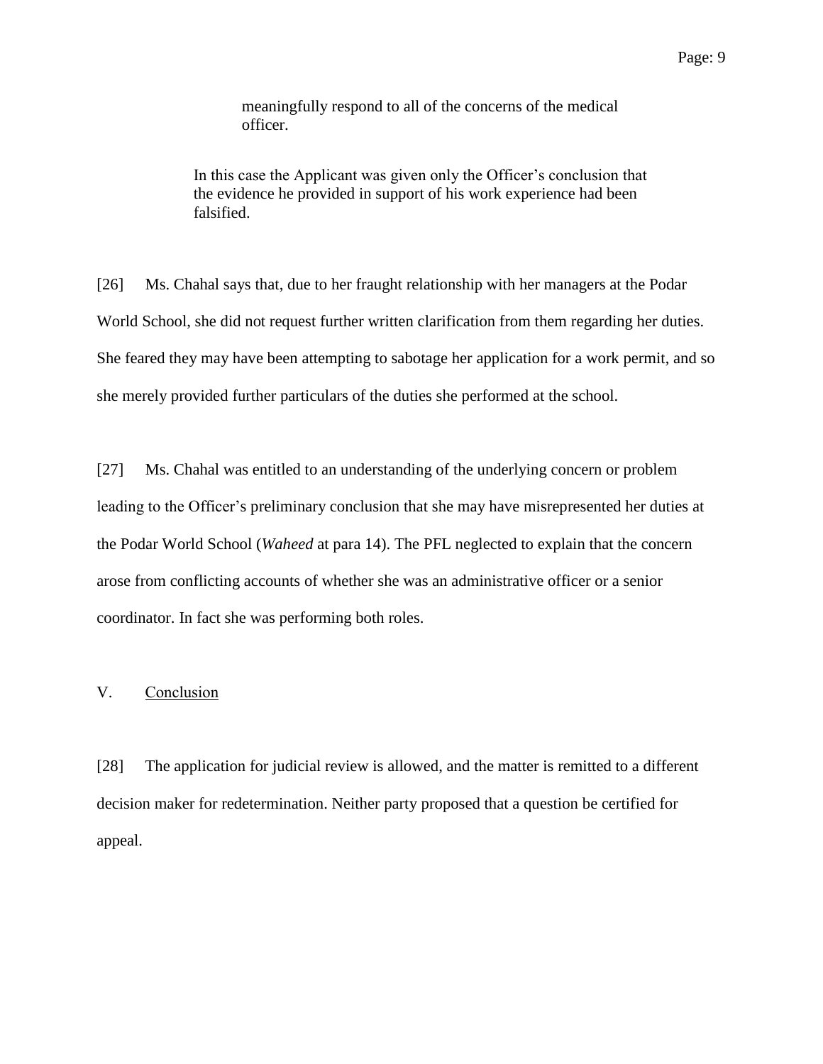> meaningfully respond to all of the concerns of the medical officer.
>
> In this case the Applicant was given only the Officer's conclusion that the evidence he provided in support of his work experience had been falsified.

[26] Ms. Chahal says that, due to her fraught relationship with her managers at the Podar World School, she did not request further written clarification from them regarding her duties. She feared they may have been attempting to sabotage her application for a work permit, and so she merely provided further particulars of the duties she performed at the school.

[27] Ms. Chahal was entitled to an understanding of the underlying concern or problem leading to the Officer's preliminary conclusion that she may have misrepresented her duties at the Podar World School (*Waheed* at para 14). The PFL neglected to explain that the concern arose from conflicting accounts of whether she was an administrative officer or a senior coordinator. In fact she was performing both roles.

## V. Conclusion

[28] The application for judicial review is allowed, and the matter is remitted to a different decision maker for redetermination. Neither party proposed that a question be certified for appeal.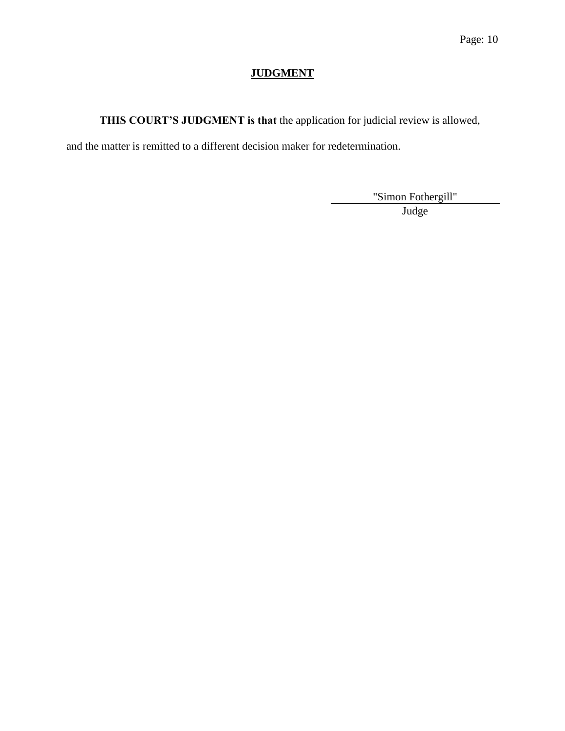## JUDGMENT

**THIS COURT'S JUDGMENT is that** the application for judicial review is allowed, and the matter is remitted to a different decision maker for redetermination.

"Simon Fothergill"
Judge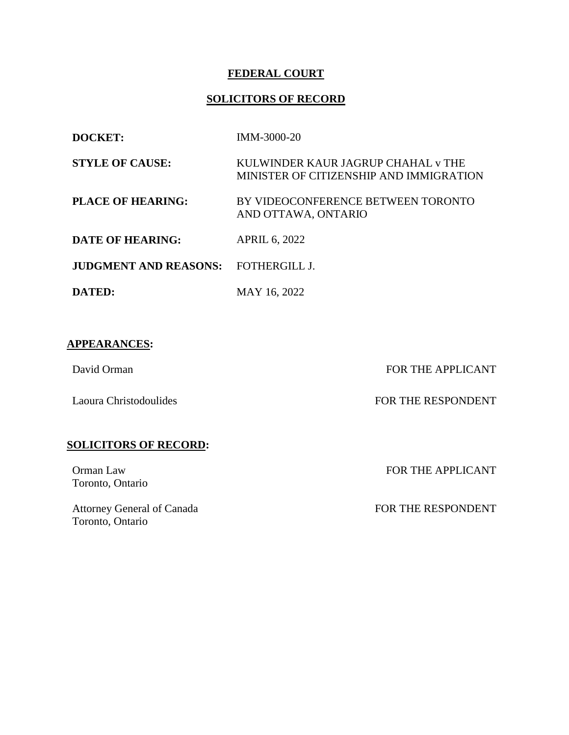**FEDERAL COURT**

**SOLICITORS OF RECORD**

| | |
|---|---|
| **DOCKET:** | IMM-3000-20 |
| **STYLE OF CAUSE:** | KULWINDER KAUR JAGRUP CHAHAL v THE MINISTER OF CITIZENSHIP AND IMMIGRATION |
| **PLACE OF HEARING:** | BY VIDEOCONFERENCE BETWEEN TORONTO AND OTTAWA, ONTARIO |
| **DATE OF HEARING:** | APRIL 6, 2022 |
| **JUDGMENT AND REASONS:** | FOTHERGILL J. |
| **DATED:** | MAY 16, 2022 |

**APPEARANCES:**

| | |
|---|---|
| David Orman | FOR THE APPLICANT |
| Laoura Christodoulides | FOR THE RESPONDENT |

**SOLICITORS OF RECORD:**

| | |
|---|---|
| Orman Law<br>Toronto, Ontario | FOR THE APPLICANT |
| Attorney General of Canada<br>Toronto, Ontario | FOR THE RESPONDENT |